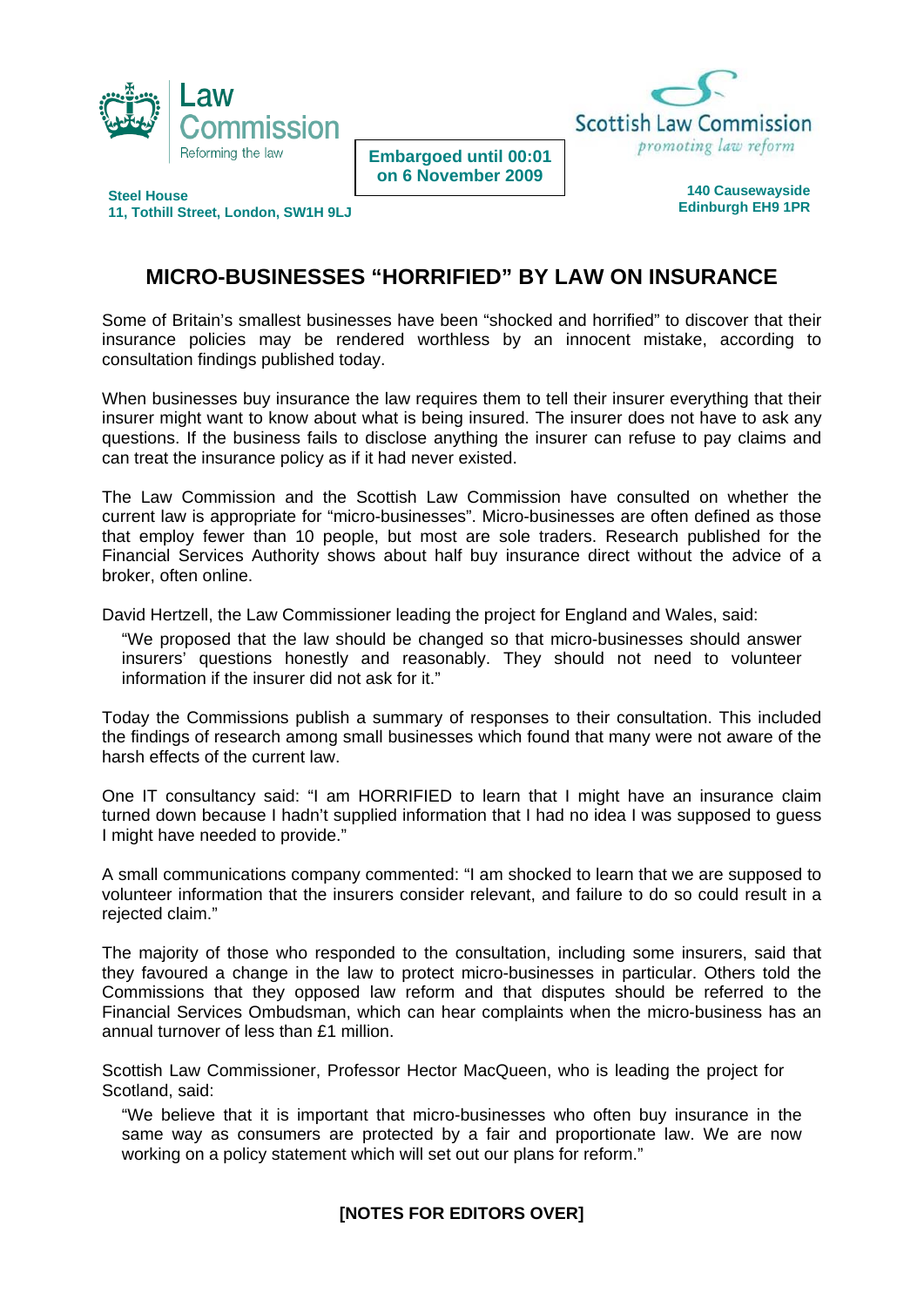Law Commission
Reforming the law

**Steel House**
**11, Tothill Street, London, SW1H 9LJ**

**Embargoed until 00:01 on 6 November 2009**

Scottish Law Commission
*promoting law reform*

**140 Causewayside**
**Edinburgh EH9 1PR**

# MICRO-BUSINESSES "HORRIFIED" BY LAW ON INSURANCE

Some of Britain's smallest businesses have been "shocked and horrified" to discover that their insurance policies may be rendered worthless by an innocent mistake, according to consultation findings published today.

When businesses buy insurance the law requires them to tell their insurer everything that their insurer might want to know about what is being insured. The insurer does not have to ask any questions. If the business fails to disclose anything the insurer can refuse to pay claims and can treat the insurance policy as if it had never existed.

The Law Commission and the Scottish Law Commission have consulted on whether the current law is appropriate for "micro-businesses". Micro-businesses are often defined as those that employ fewer than 10 people, but most are sole traders. Research published for the Financial Services Authority shows about half buy insurance direct without the advice of a broker, often online.

David Hertzell, the Law Commissioner leading the project for England and Wales, said:

> "We proposed that the law should be changed so that micro-businesses should answer insurers' questions honestly and reasonably. They should not need to volunteer information if the insurer did not ask for it."

Today the Commissions publish a summary of responses to their consultation. This included the findings of research among small businesses which found that many were not aware of the harsh effects of the current law.

One IT consultancy said: "I am HORRIFIED to learn that I might have an insurance claim turned down because I hadn't supplied information that I had no idea I was supposed to guess I might have needed to provide."

A small communications company commented: "I am shocked to learn that we are supposed to volunteer information that the insurers consider relevant, and failure to do so could result in a rejected claim."

The majority of those who responded to the consultation, including some insurers, said that they favoured a change in the law to protect micro-businesses in particular. Others told the Commissions that they opposed law reform and that disputes should be referred to the Financial Services Ombudsman, which can hear complaints when the micro-business has an annual turnover of less than £1 million.

Scottish Law Commissioner, Professor Hector MacQueen, who is leading the project for Scotland, said:

> "We believe that it is important that micro-businesses who often buy insurance in the same way as consumers are protected by a fair and proportionate law. We are now working on a policy statement which will set out our plans for reform."

**[NOTES FOR EDITORS OVER]**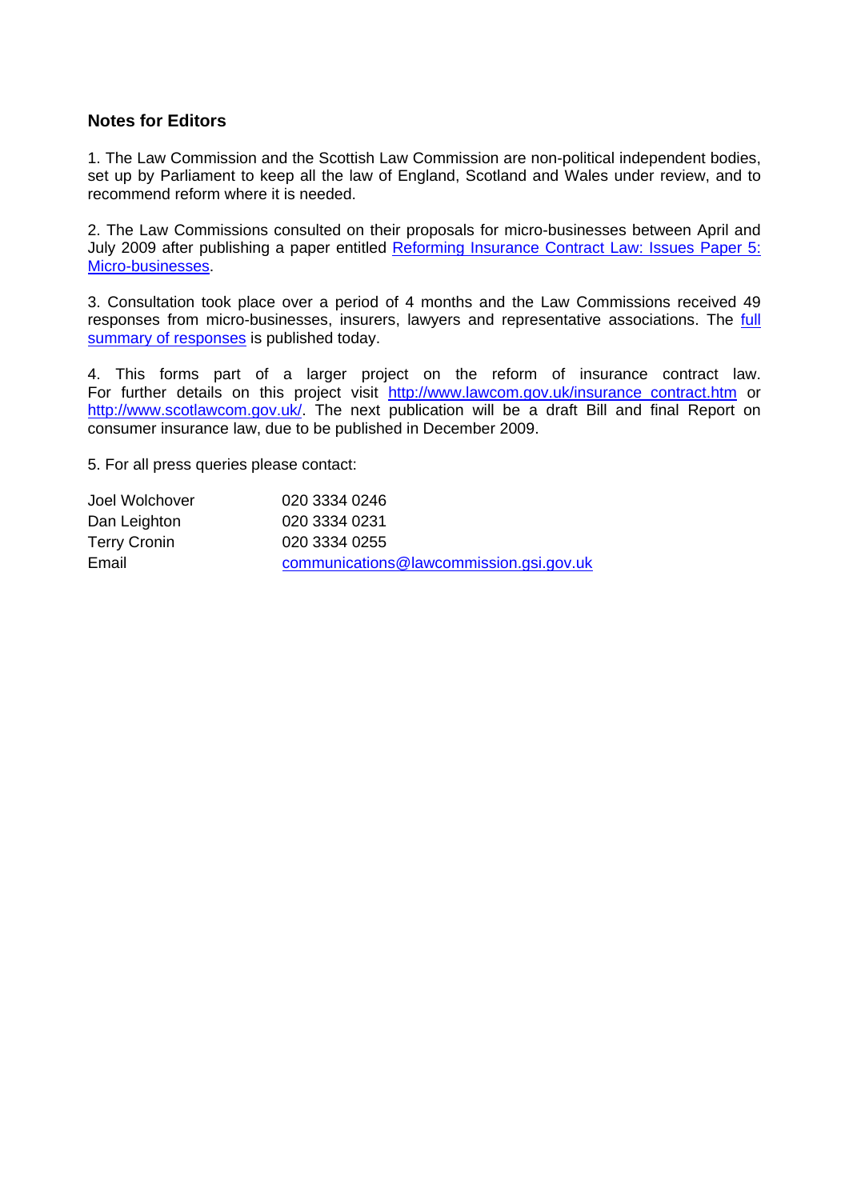**Notes for Editors**

1. The Law Commission and the Scottish Law Commission are non-political independent bodies, set up by Parliament to keep all the law of England, Scotland and Wales under review, and to recommend reform where it is needed.

2. The Law Commissions consulted on their proposals for micro-businesses between April and July 2009 after publishing a paper entitled Reforming Insurance Contract Law: Issues Paper 5: Micro-businesses.

3. Consultation took place over a period of 4 months and the Law Commissions received 49 responses from micro-businesses, insurers, lawyers and representative associations. The full summary of responses is published today.

4. This forms part of a larger project on the reform of insurance contract law. For further details on this project visit http://www.lawcom.gov.uk/insurance_contract.htm or http://www.scotlawcom.gov.uk/. The next publication will be a draft Bill and final Report on consumer insurance law, due to be published in December 2009.

5. For all press queries please contact:

| | |
|---|---|
| Joel Wolchover | 020 3334 0246 |
| Dan Leighton | 020 3334 0231 |
| Terry Cronin | 020 3334 0255 |
| Email | communications@lawcommission.gsi.gov.uk |